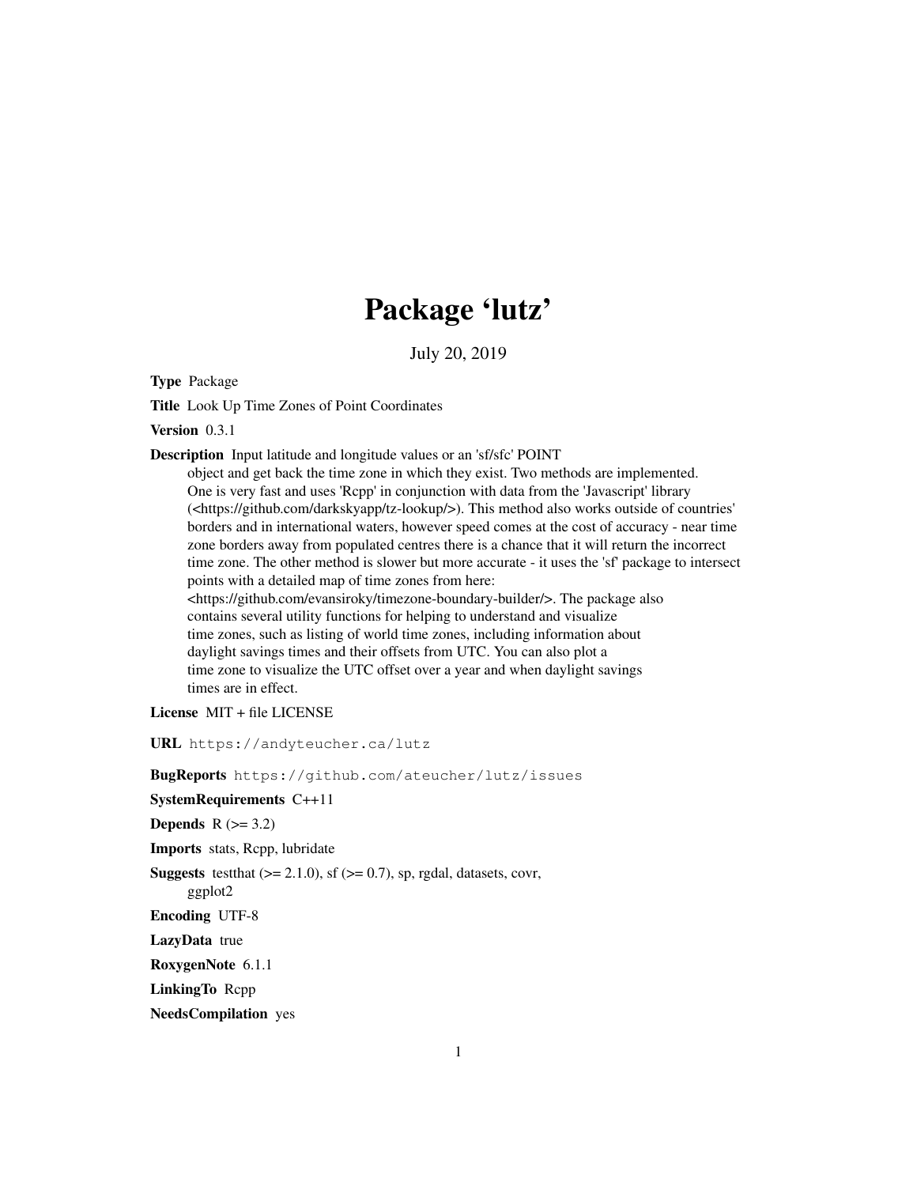# Package 'lutz'

July 20, 2019

**Type** Package

**Title** Look Up Time Zones of Point Coordinates

**Version** 0.3.1

**Description** Input latitude and longitude values or an 'sf/sfc' POINT object and get back the time zone in which they exist. Two methods are implemented. One is very fast and uses 'Rcpp' in conjunction with data from the 'Javascript' library (<https://github.com/darkskyapp/tz-lookup/>). This method also works outside of countries' borders and in international waters, however speed comes at the cost of accuracy - near time zone borders away from populated centres there is a chance that it will return the incorrect time zone. The other method is slower but more accurate - it uses the 'sf' package to intersect points with a detailed map of time zones from here: <https://github.com/evansiroky/timezone-boundary-builder/>. The package also contains several utility functions for helping to understand and visualize time zones, such as listing of world time zones, including information about daylight savings times and their offsets from UTC. You can also plot a time zone to visualize the UTC offset over a year and when daylight savings times are in effect.

**License** MIT + file LICENSE

**URL** `https://andyteucher.ca/lutz`

**BugReports** `https://github.com/ateucher/lutz/issues`

**SystemRequirements** C++11

**Depends** R (>= 3.2)

**Imports** stats, Rcpp, lubridate

**Suggests** testthat (>= 2.1.0), sf (>= 0.7), sp, rgdal, datasets, covr, ggplot2

**Encoding** UTF-8

**LazyData** true

**RoxygenNote** 6.1.1

**LinkingTo** Rcpp

**NeedsCompilation** yes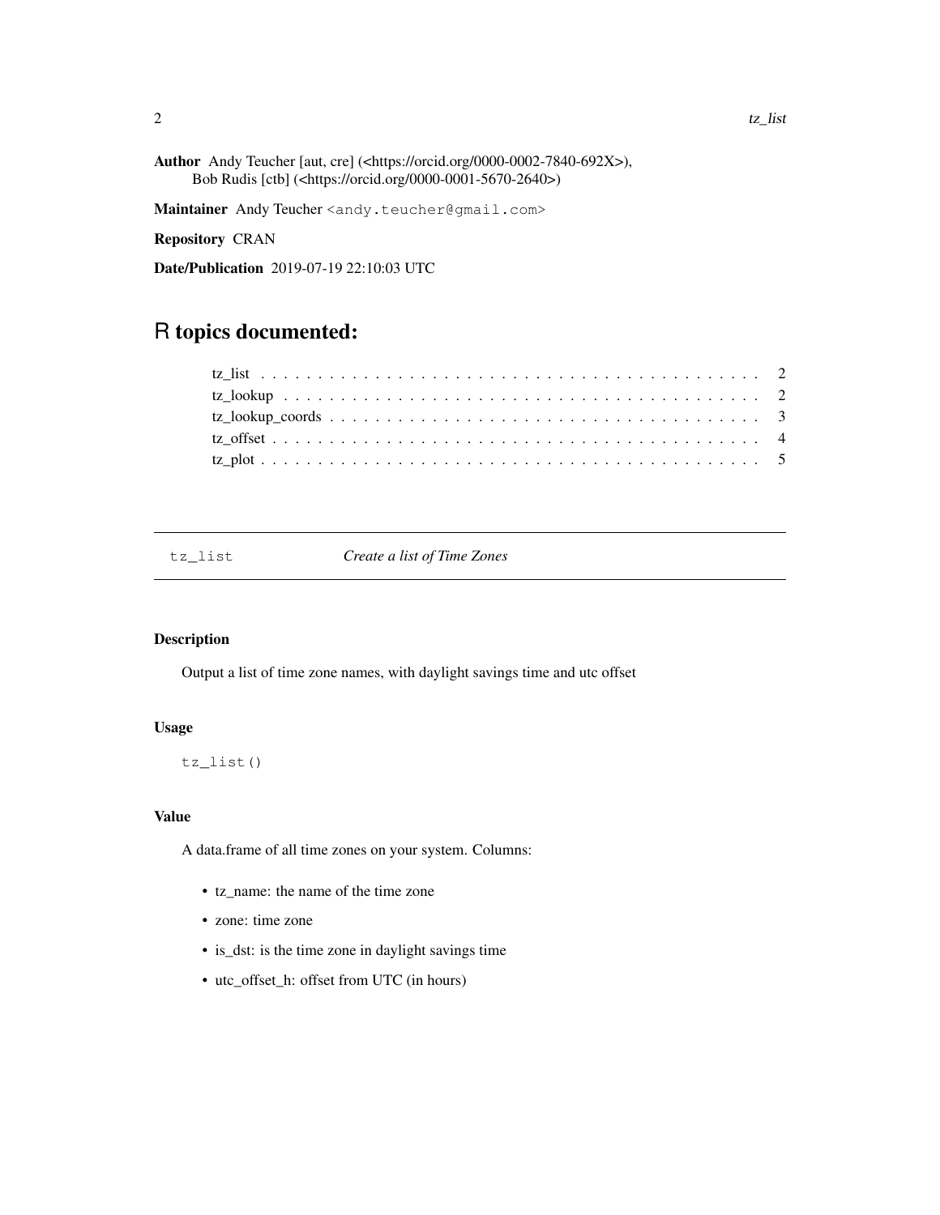**Author** Andy Teucher [aut, cre] (<https://orcid.org/0000-0002-7840-692X>), Bob Rudis [ctb] (<https://orcid.org/0000-0001-5670-2640>)

**Maintainer** Andy Teucher <andy.teucher@gmail.com>

**Repository** CRAN

**Date/Publication** 2019-07-19 22:10:03 UTC

# R topics documented:

- tz_list . . . . . . . . . . . . . . . . . . . . . . . . . . . . . . . . . . . . . . . . . . 2
- tz_lookup . . . . . . . . . . . . . . . . . . . . . . . . . . . . . . . . . . . . . . . . 2
- tz_lookup_coords . . . . . . . . . . . . . . . . . . . . . . . . . . . . . . . . . . . 3
- tz_offset . . . . . . . . . . . . . . . . . . . . . . . . . . . . . . . . . . . . . . . . . 4
- tz_plot . . . . . . . . . . . . . . . . . . . . . . . . . . . . . . . . . . . . . . . . . . 5

---

## tz_list *Create a list of Time Zones*

### Description

Output a list of time zone names, with daylight savings time and utc offset

### Usage

```
tz_list()
```

### Value

A data.frame of all time zones on your system. Columns:

- tz_name: the name of the time zone
- zone: time zone
- is_dst: is the time zone in daylight savings time
- utc_offset_h: offset from UTC (in hours)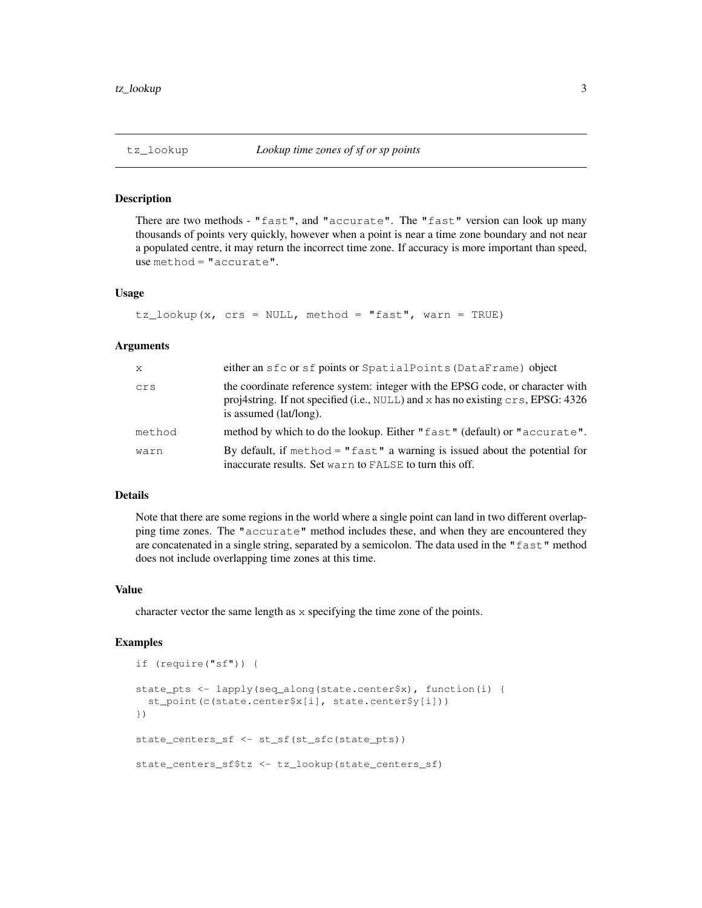## tz_lookup — *Lookup time zones of sf or sp points*

### Description

There are two methods - "fast", and "accurate". The "fast" version can look up many thousands of points very quickly, however when a point is near a time zone boundary and not near a populated centre, it may return the incorrect time zone. If accuracy is more important than speed, use `method = "accurate"`.

### Usage

```
tz_lookup(x, crs = NULL, method = "fast", warn = TRUE)
```

### Arguments

| | |
|---|---|
| x | either an `sfc` or `sf` points or `SpatialPoints(DataFrame)` object |
| crs | the coordinate reference system: integer with the EPSG code, or character with proj4string. If not specified (i.e., `NULL`) and `x` has no existing `crs`, EPSG: 4326 is assumed (lat/long). |
| method | method by which to do the lookup. Either "fast" (default) or "accurate". |
| warn | By default, if `method = "fast"` a warning is issued about the potential for inaccurate results. Set `warn` to `FALSE` to turn this off. |

### Details

Note that there are some regions in the world where a single point can land in two different overlapping time zones. The "accurate" method includes these, and when they are encountered they are concatenated in a single string, separated by a semicolon. The data used in the "fast" method does not include overlapping time zones at this time.

### Value

character vector the same length as `x` specifying the time zone of the points.

### Examples

```
if (require("sf")) {

state_pts <- lapply(seq_along(state.center$x), function(i) {
  st_point(c(state.center$x[i], state.center$y[i]))
})

state_centers_sf <- st_sf(st_sfc(state_pts))

state_centers_sf$tz <- tz_lookup(state_centers_sf)
```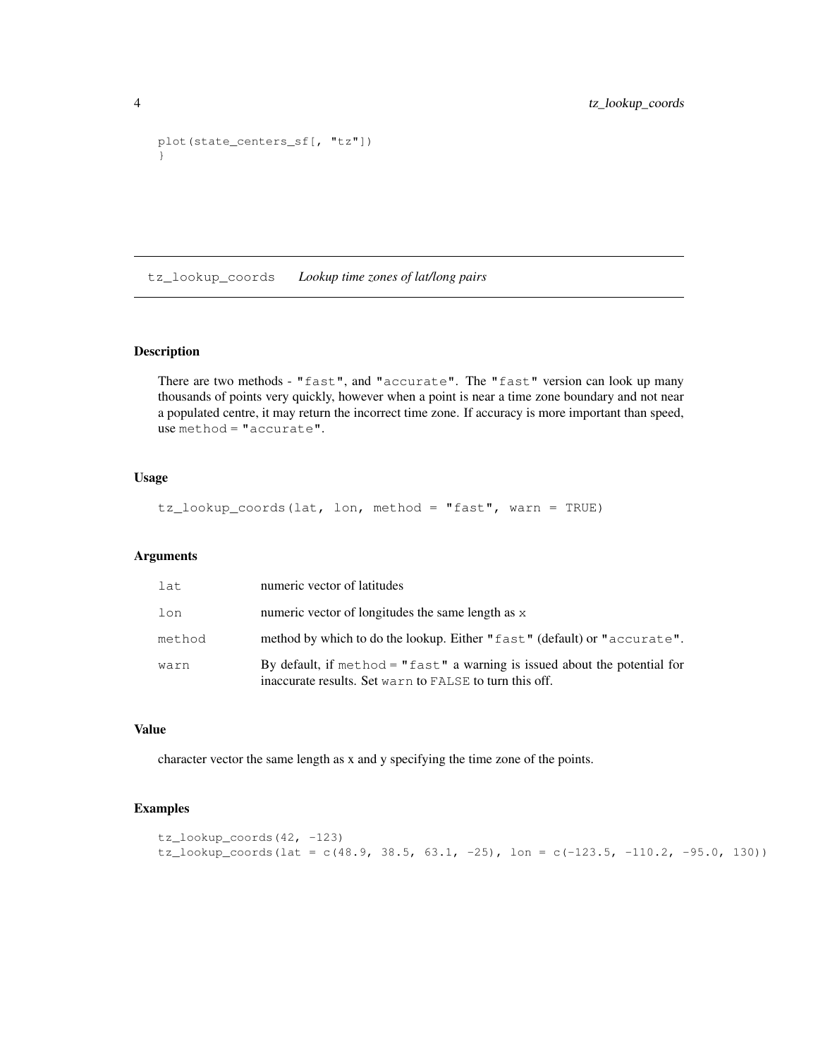```
plot(state_centers_sf[, "tz"])
}
```

---

## tz_lookup_coords    *Lookup time zones of lat/long pairs*

---

### Description

There are two methods - "fast", and "accurate". The "fast" version can look up many thousands of points very quickly, however when a point is near a time zone boundary and not near a populated centre, it may return the incorrect time zone. If accuracy is more important than speed, use method = "accurate".

### Usage

```
tz_lookup_coords(lat, lon, method = "fast", warn = TRUE)
```

### Arguments

| | |
|---|---|
| lat | numeric vector of latitudes |
| lon | numeric vector of longitudes the same length as x |
| method | method by which to do the lookup. Either "fast" (default) or "accurate". |
| warn | By default, if method = "fast" a warning is issued about the potential for inaccurate results. Set warn to FALSE to turn this off. |

### Value

character vector the same length as x and y specifying the time zone of the points.

### Examples

```
tz_lookup_coords(42, -123)
tz_lookup_coords(lat = c(48.9, 38.5, 63.1, -25), lon = c(-123.5, -110.2, -95.0, 130))
```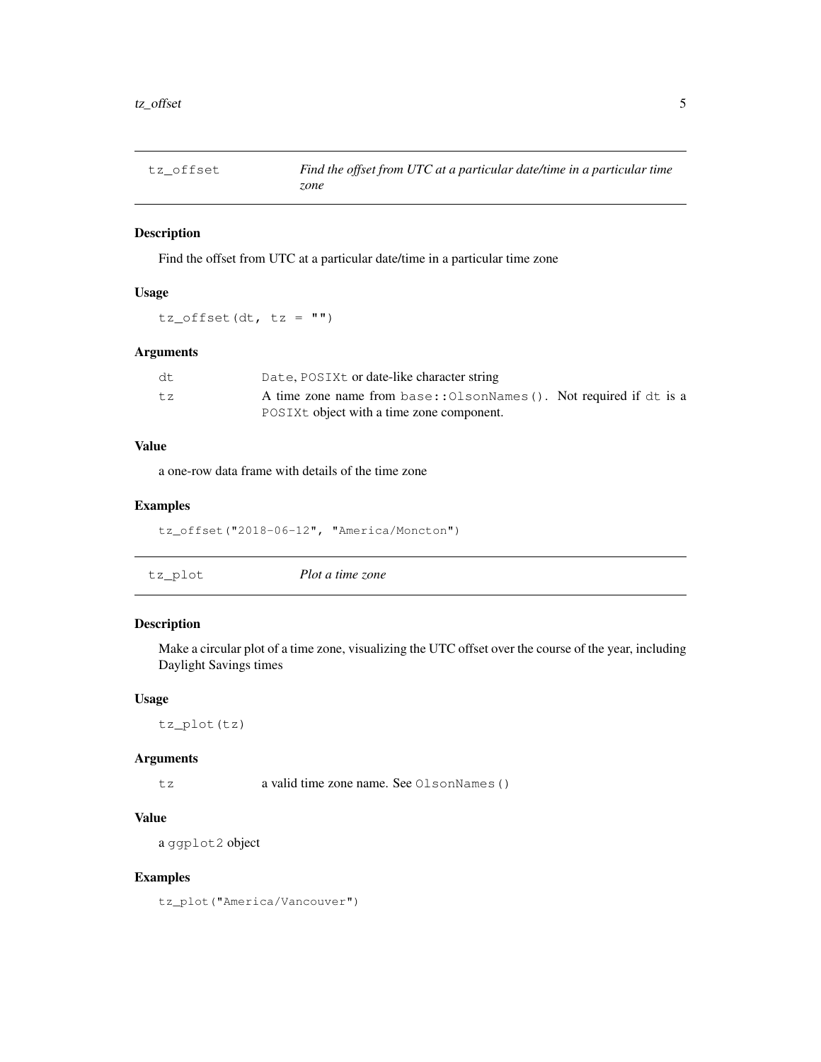## tz_offset — *Find the offset from UTC at a particular date/time in a particular time zone*

### Description

Find the offset from UTC at a particular date/time in a particular time zone

### Usage

```
tz_offset(dt, tz = "")
```

### Arguments

| | |
|---|---|
| `dt` | `Date`, `POSIXt` or date-like character string |
| `tz` | A time zone name from `base::OlsonNames()`. Not required if `dt` is a `POSIXt` object with a time zone component. |

### Value

a one-row data frame with details of the time zone

### Examples

```
tz_offset("2018-06-12", "America/Moncton")
```

## tz_plot — *Plot a time zone*

### Description

Make a circular plot of a time zone, visualizing the UTC offset over the course of the year, including Daylight Savings times

### Usage

```
tz_plot(tz)
```

### Arguments

| | |
|---|---|
| `tz` | a valid time zone name. See `OlsonNames()` |

### Value

a `ggplot2` object

### Examples

```
tz_plot("America/Vancouver")
```